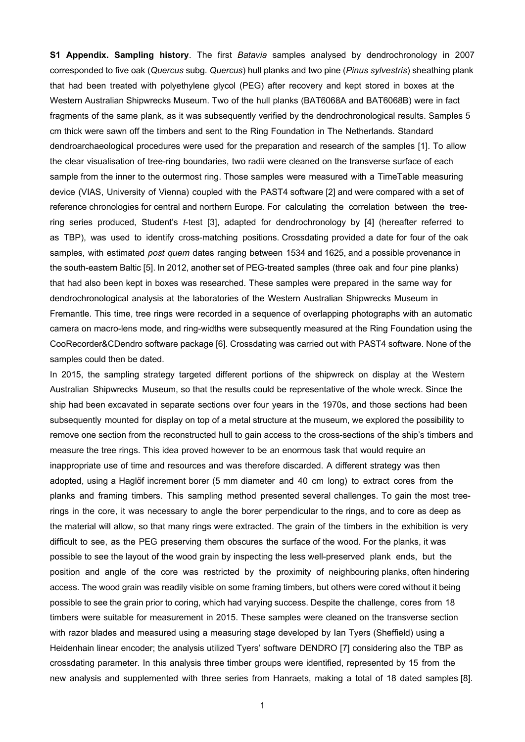**S1 Appendix. Sampling history**. The first *Batavia* samples analysed by dendrochronology in 2007 corresponded to five oak (*Quercus* subg. *Quercus*) hull planks and two pine (*Pinus sylvestris*) sheathing plank that had been treated with polyethylene glycol (PEG) after recovery and kept stored in boxes at the Western Australian Shipwrecks Museum. Two of the hull planks (BAT6068A and BAT6068B) were in fact fragments of the same plank, as it was subsequently verified by the dendrochronological results. Samples 5 cm thick were sawn off the timbers and sent to the Ring Foundation in The Netherlands. Standard dendroarchaeological procedures were used for the preparation and research of the samples [1]. To allow the clear visualisation of tree-ring boundaries, two radii were cleaned on the transverse surface of each sample from the inner to the outermost ring. Those samples were measured with a TimeTable measuring device (VIAS, University of Vienna) coupled with the PAST4 software [2] and were compared with a set of reference chronologies for central and northern Europe. For calculating the correlation between the tree-ring series produced, Student's *t*-test [3], adapted for dendrochronology by [4] (hereafter referred to as TBP), was used to identify cross-matching positions. Crossdating provided a date for four of the oak samples, with estimated *post quem* dates ranging between 1534 and 1625, and a possible provenance in the south-eastern Baltic [5]. In 2012, another set of PEG-treated samples (three oak and four pine planks) that had also been kept in boxes was researched. These samples were prepared in the same way for dendrochronological analysis at the laboratories of the Western Australian Shipwrecks Museum in Fremantle. This time, tree rings were recorded in a sequence of overlapping photographs with an automatic camera on macro-lens mode, and ring-widths were subsequently measured at the Ring Foundation using the CooRecorder&CDendro software package [6]. Crossdating was carried out with PAST4 software. None of the samples could then be dated.

In 2015, the sampling strategy targeted different portions of the shipwreck on display at the Western Australian Shipwrecks Museum, so that the results could be representative of the whole wreck. Since the ship had been excavated in separate sections over four years in the 1970s, and those sections had been subsequently mounted for display on top of a metal structure at the museum, we explored the possibility to remove one section from the reconstructed hull to gain access to the cross-sections of the ship's timbers and measure the tree rings. This idea proved however to be an enormous task that would require an inappropriate use of time and resources and was therefore discarded. A different strategy was then adopted, using a Haglöf increment borer (5 mm diameter and 40 cm long) to extract cores from the planks and framing timbers. This sampling method presented several challenges. To gain the most tree-rings in the core, it was necessary to angle the borer perpendicular to the rings, and to core as deep as the material will allow, so that many rings were extracted. The grain of the timbers in the exhibition is very difficult to see, as the PEG preserving them obscures the surface of the wood. For the planks, it was possible to see the layout of the wood grain by inspecting the less well-preserved plank ends, but the position and angle of the core was restricted by the proximity of neighbouring planks, often hindering access. The wood grain was readily visible on some framing timbers, but others were cored without it being possible to see the grain prior to coring, which had varying success. Despite the challenge, cores from 18 timbers were suitable for measurement in 2015. These samples were cleaned on the transverse section with razor blades and measured using a measuring stage developed by Ian Tyers (Sheffield) using a Heidenhain linear encoder; the analysis utilized Tyers' software DENDRO [7] considering also the TBP as crossdating parameter. In this analysis three timber groups were identified, represented by 15 from the new analysis and supplemented with three series from Hanraets, making a total of 18 dated samples [8].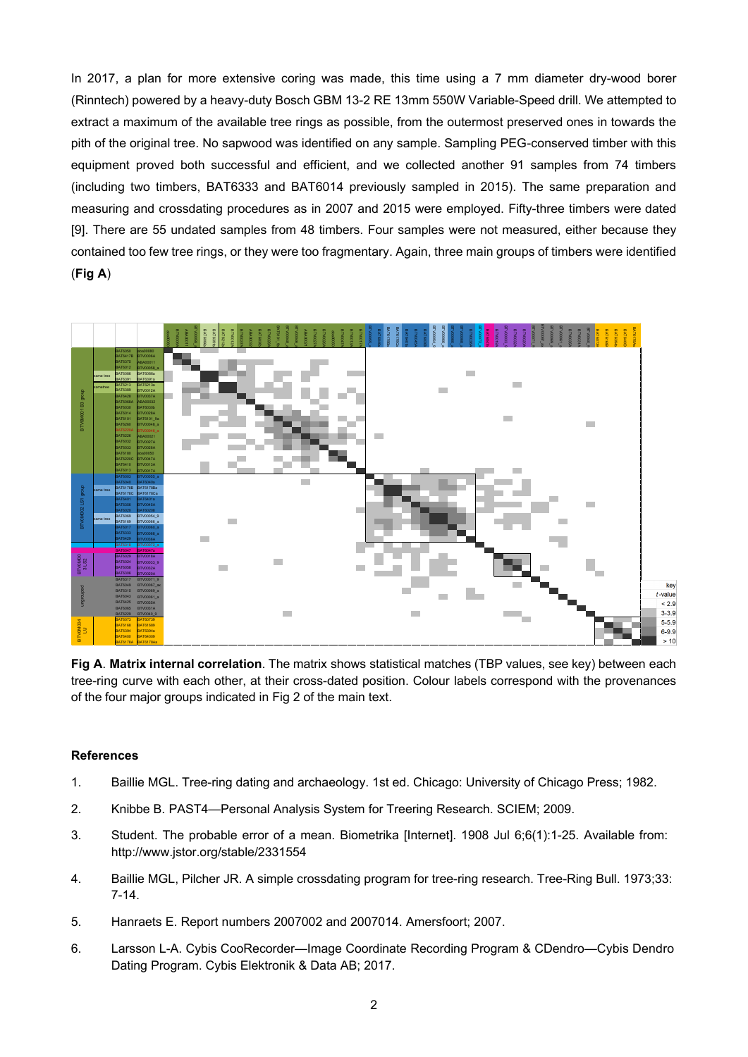In 2017, a plan for more extensive coring was made, this time using a 7 mm diameter dry-wood borer (Rinntech) powered by a heavy-duty Bosch GBM 13-2 RE 13mm 550W Variable-Speed drill. We attempted to extract a maximum of the available tree rings as possible, from the outermost preserved ones in towards the pith of the original tree. No sapwood was identified on any sample. Sampling PEG-conserved timber with this equipment proved both successful and efficient, and we collected another 91 samples from 74 timbers (including two timbers, BAT6333 and BAT6014 previously sampled in 2015). The same preparation and measuring and crossdating procedures as in 2007 and 2015 were employed. Fifty-three timbers were dated [9]. There are 55 undated samples from 48 timbers. Four samples were not measured, either because they contained too few tree rings, or they were too fragmentary. Again, three main groups of timbers were identified (**Fig A**)

**Fig A**. **Matrix internal correlation**. The matrix shows statistical matches (TBP values, see key) between each tree-ring curve with each other, at their cross-dated position. Colour labels correspond with the provenances of the four major groups indicated in Fig 2 of the main text.

## References

1. Baillie MGL. Tree-ring dating and archaeology. 1st ed. Chicago: University of Chicago Press; 1982.
2. Knibbe B. PAST4—Personal Analysis System for Treering Research. SCIEM; 2009.
3. Student. The probable error of a mean. Biometrika [Internet]. 1908 Jul 6;6(1):1-25. Available from: http://www.jstor.org/stable/2331554
4. Baillie MGL, Pilcher JR. A simple crossdating program for tree-ring research. Tree-Ring Bull. 1973;33: 7-14.
5. Hanraets E. Report numbers 2007002 and 2007014. Amersfoort; 2007.
6. Larsson L-A. Cybis CooRecorder—Image Coordinate Recording Program & CDendro—Cybis Dendro Dating Program. Cybis Elektronik & Data AB; 2017.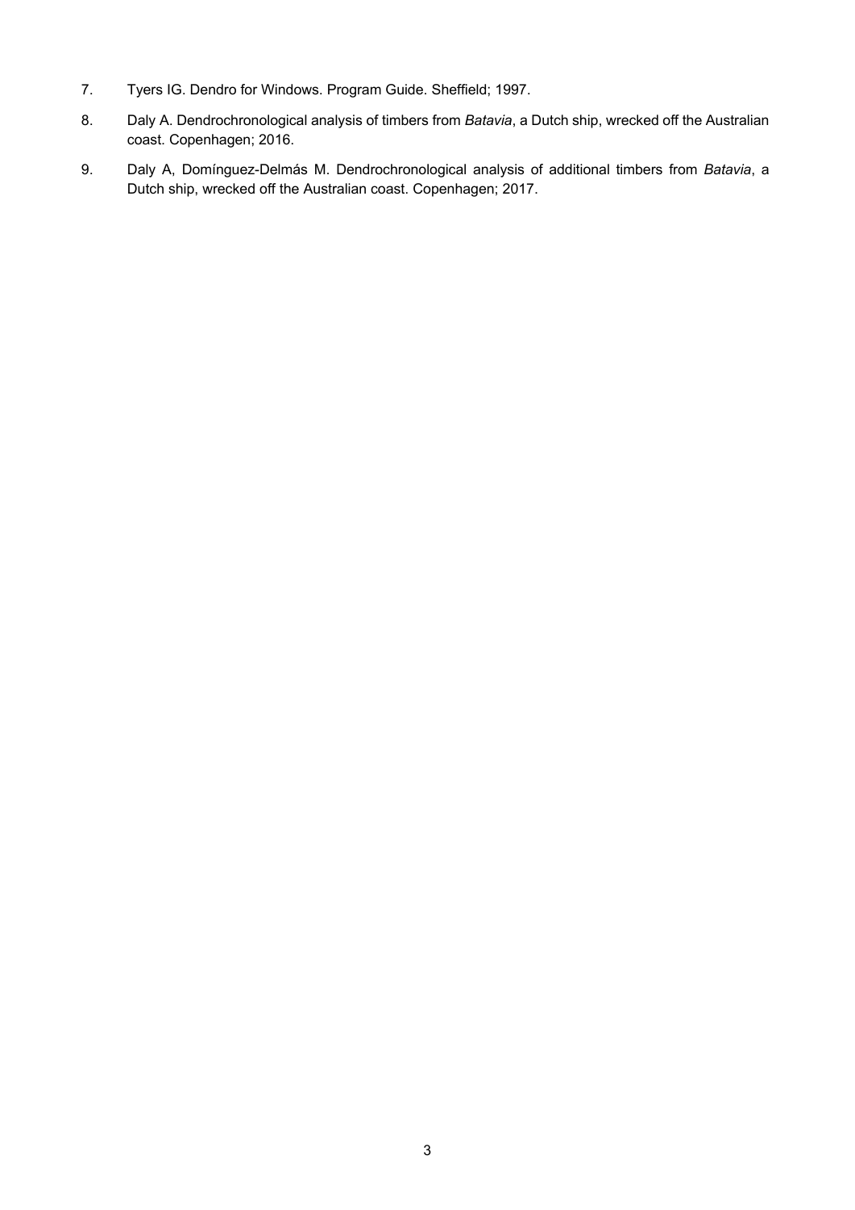7. Tyers IG. Dendro for Windows. Program Guide. Sheffield; 1997.
8. Daly A. Dendrochronological analysis of timbers from *Batavia*, a Dutch ship, wrecked off the Australian coast. Copenhagen; 2016.
9. Daly A, Domínguez-Delmás M. Dendrochronological analysis of additional timbers from *Batavia*, a Dutch ship, wrecked off the Australian coast. Copenhagen; 2017.